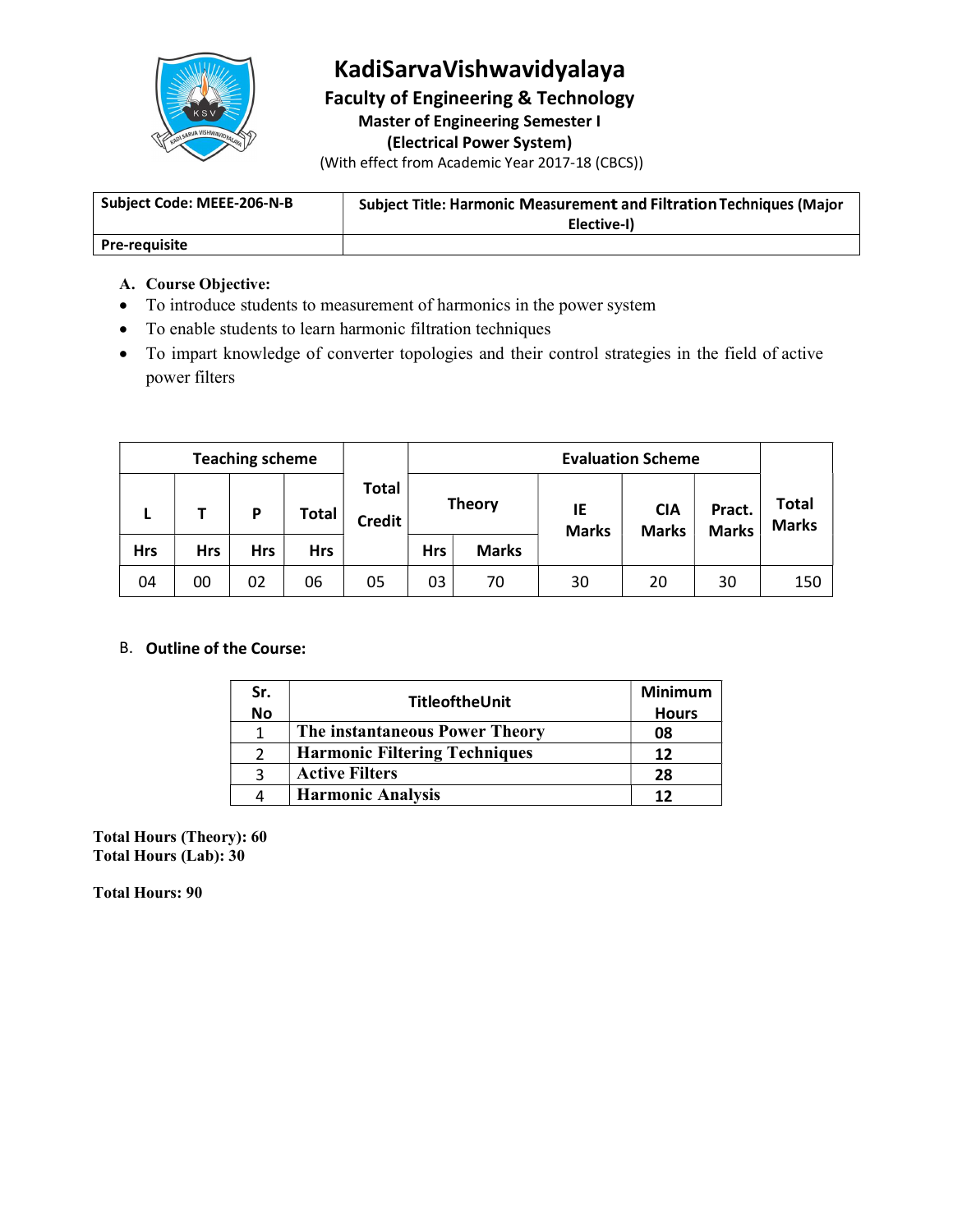# KadiSarvaVishwavidyalaya

## Faculty of Engineering & Technology

### Master of Engineering Semester I

### (Electrical Power System)

(With effect from Academic Year 2017-18 (CBCS))

| Subject Code: MEEE-206-N-B | Subject Title: Harmonic Measurement and Filtration Techniques (Major Elective-I) |
|---|---|
| Pre-requisite | |

**A. Course Objective:**

- To introduce students to measurement of harmonics in the power system
- To enable students to learn harmonic filtration techniques
- To impart knowledge of converter topologies and their control strategies in the field of active power filters

| Teaching scheme | | | | Total Credit | Evaluation Scheme | | | | | Total Marks |
|---|---|---|---|---|---|---|---|---|---|---|
| L | T | P | Total | | Theory | | IE Marks | CIA Marks | Pract. Marks | |
| Hrs | Hrs | Hrs | Hrs | | Hrs | Marks | | | | |
| 04 | 00 | 02 | 06 | 05 | 03 | 70 | 30 | 20 | 30 | 150 |

B. **Outline of the Course:**

| Sr. No | TitleoftheUnit | Minimum Hours |
|---|---|---|
| 1 | **The instantaneous Power Theory** | **08** |
| 2 | **Harmonic Filtering Techniques** | **12** |
| 3 | **Active Filters** | **28** |
| 4 | **Harmonic Analysis** | **12** |

**Total Hours (Theory): 60**
**Total Hours (Lab): 30**

**Total Hours: 90**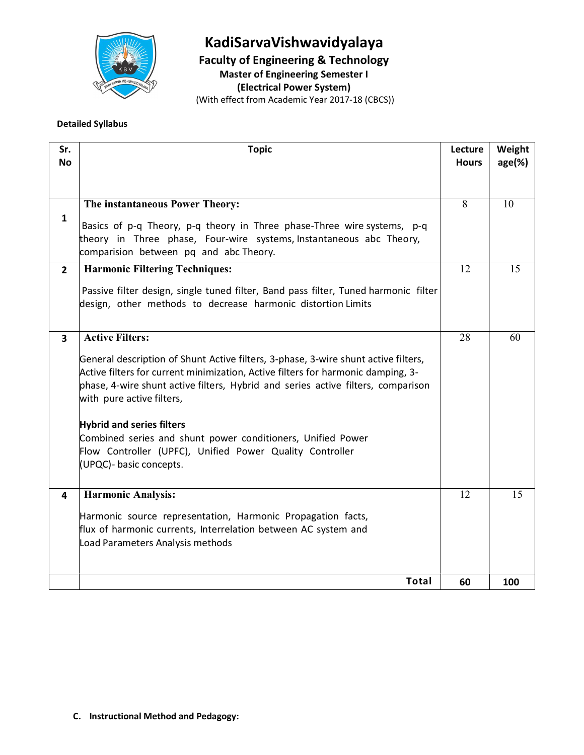# KadiSarvaVishwavidyalaya

## Faculty of Engineering & Technology

### Master of Engineering Semester I

### (Electrical Power System)

(With effect from Academic Year 2017-18 (CBCS))

**Detailed Syllabus**

| Sr. No | Topic | Lecture Hours | Weight age(%) |
|---|---|---|---|
| 1 | **The instantaneous Power Theory:**<br><br>Basics of p-q Theory, p-q theory in Three phase-Three wire systems, p-q theory in Three phase, Four-wire systems, Instantaneous abc Theory, comparision between pq and abc Theory. | 8 | 10 |
| 2 | **Harmonic Filtering Techniques:**<br><br>Passive filter design, single tuned filter, Band pass filter, Tuned harmonic filter design, other methods to decrease harmonic distortion Limits | 12 | 15 |
| 3 | **Active Filters:**<br><br>General description of Shunt Active filters, 3-phase, 3-wire shunt active filters, Active filters for current minimization, Active filters for harmonic damping, 3-phase, 4-wire shunt active filters, Hybrid and series active filters, comparison with pure active filters,<br><br>**Hybrid and series filters**<br>Combined series and shunt power conditioners, Unified Power Flow Controller (UPFC), Unified Power Quality Controller (UPQC)- basic concepts. | 28 | 60 |
| 4 | **Harmonic Analysis:**<br><br>Harmonic source representation, Harmonic Propagation facts, flux of harmonic currents, Interrelation between AC system and Load Parameters Analysis methods | 12 | 15 |
| | **Total** | **60** | **100** |

**C. Instructional Method and Pedagogy:**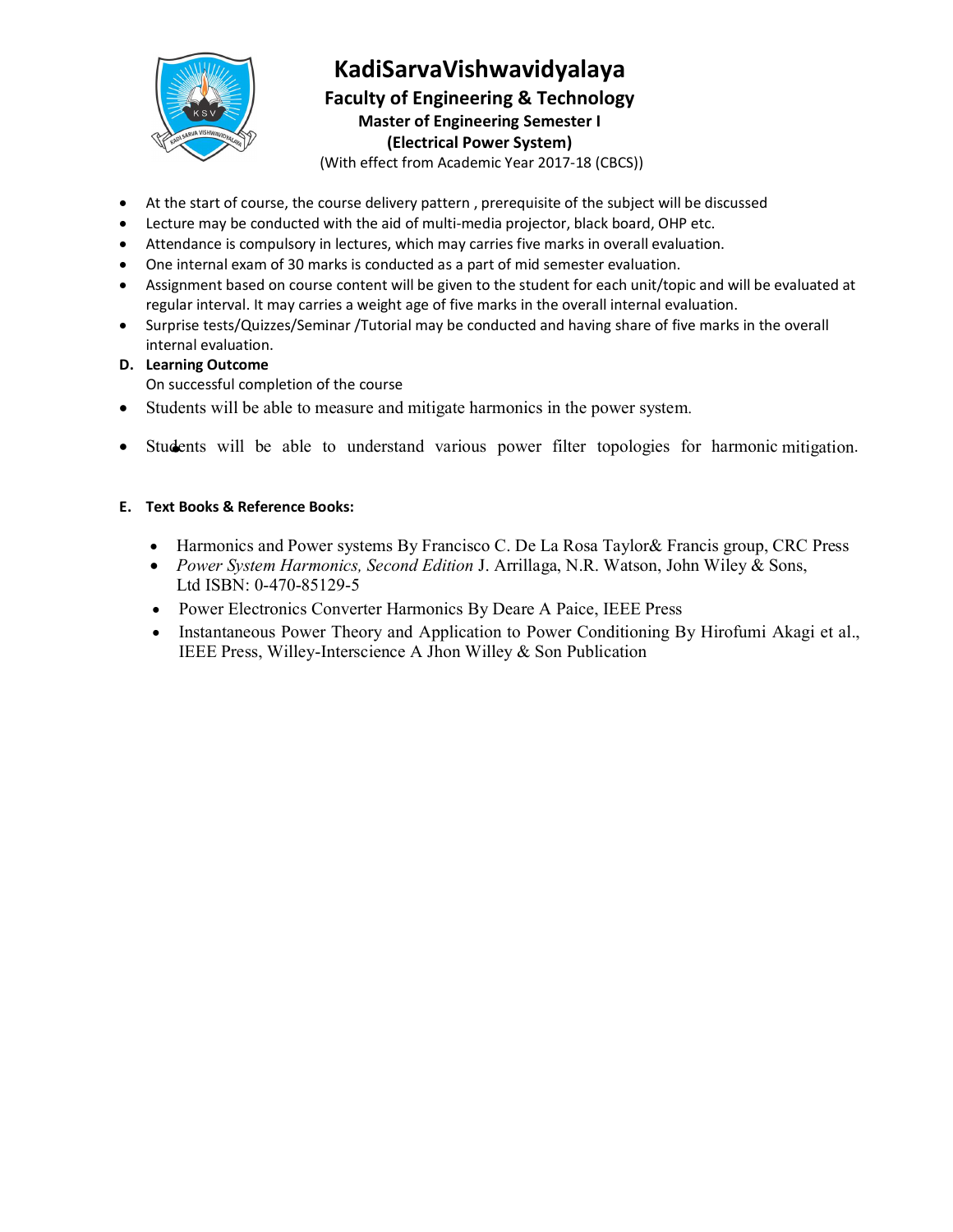# KadiSarvaVishwavidyalaya

## Faculty of Engineering & Technology

### Master of Engineering Semester I

### (Electrical Power System)

(With effect from Academic Year 2017-18 (CBCS))

- At the start of course, the course delivery pattern , prerequisite of the subject will be discussed
- Lecture may be conducted with the aid of multi-media projector, black board, OHP etc.
- Attendance is compulsory in lectures, which may carries five marks in overall evaluation.
- One internal exam of 30 marks is conducted as a part of mid semester evaluation.
- Assignment based on course content will be given to the student for each unit/topic and will be evaluated at regular interval. It may carries a weight age of five marks in the overall internal evaluation.
- Surprise tests/Quizzes/Seminar /Tutorial may be conducted and having share of five marks in the overall internal evaluation.

**D. Learning Outcome**

On successful completion of the course

- Students will be able to measure and mitigate harmonics in the power system.
- Students will be able to understand various power filter topologies for harmonic mitigation.

**E. Text Books & Reference Books:**

- Harmonics and Power systems By Francisco C. De La Rosa Taylor& Francis group, CRC Press
- *Power System Harmonics, Second Edition* J. Arrillaga, N.R. Watson, John Wiley & Sons, Ltd ISBN: 0-470-85129-5
- Power Electronics Converter Harmonics By Deare A Paice, IEEE Press
- Instantaneous Power Theory and Application to Power Conditioning By Hirofumi Akagi et al., IEEE Press, Willey-Interscience A Jhon Willey & Son Publication